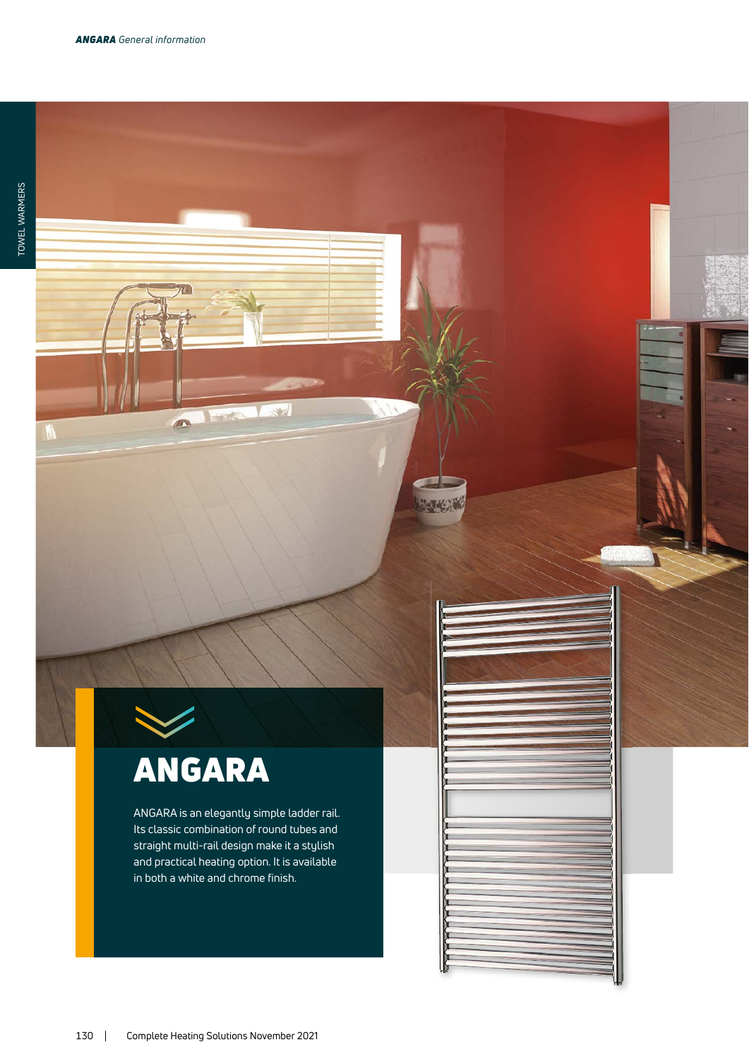# ANGARA

ANGARA is an elegantly simple ladder rail. Its classic combination of round tubes and straight multi-rail design make it a stylish and practical heating option. It is available in both a white and chrome finish.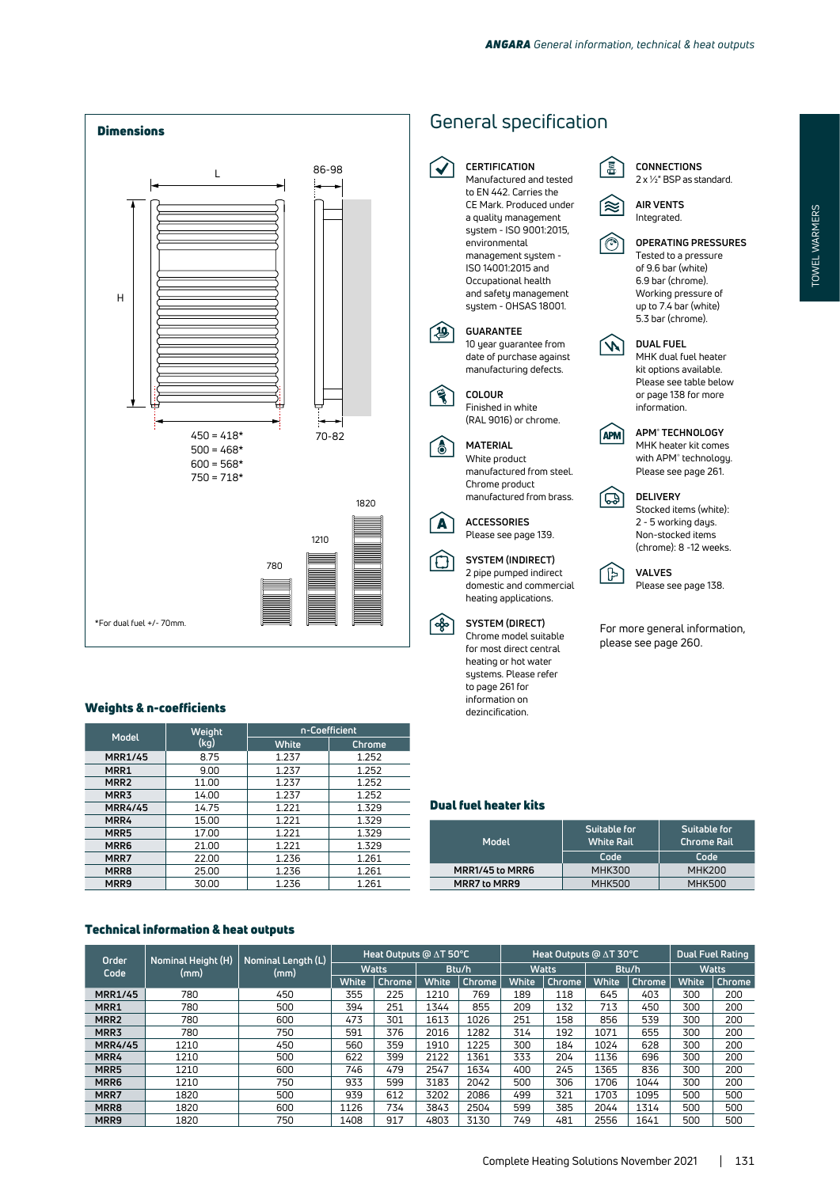## Dimensions

L

86-98

H

450 = 418*
500 = 468*
600 = 568*
750 = 718*

70-82

1820

1210

780

*For dual fuel +/- 70mm.

## General specification

**CERTIFICATION**
Manufactured and tested to EN 442. Carries the CE Mark. Produced under a quality management system - ISO 9001:2015, environmental management system - ISO 14001:2015 and Occupational health and safety management system - OHSAS 18001.

**GUARANTEE**
10 year guarantee from date of purchase against manufacturing defects.

**COLOUR**
Finished in white (RAL 9016) or chrome.

**MATERIAL**
White product manufactured from steel. Chrome product manufactured from brass.

**ACCESSORIES**
Please see page 139.

**SYSTEM (INDIRECT)**
2 pipe pumped indirect domestic and commercial heating applications.

**SYSTEM (DIRECT)**
Chrome model suitable for most direct central heating or hot water systems. Please refer to page 261 for information on dezincification.

**CONNECTIONS**
2 x ½" BSP as standard.

**AIR VENTS**
Integrated.

**OPERATING PRESSURES**
Tested to a pressure of 9.6 bar (white) 6.9 bar (chrome). Working pressure of up to 7.4 bar (white) 5.3 bar (chrome).

**DUAL FUEL**
MHK dual fuel heater kit options available. Please see table below or page 138 for more information.

**APM® TECHNOLOGY**
MHK heater kit comes with APM® technology. Please see page 261.

**DELIVERY**
Stocked items (white): 2 - 5 working days. Non-stocked items (chrome): 8 -12 weeks.

**VALVES**
Please see page 138.

For more general information, please see page 260.

## Weights & n-coefficients

| Model | Weight (kg) | n-Coefficient | |
|---|---|---|---|
| | | White | Chrome |
| MRR1/45 | 8.75 | 1.237 | 1.252 |
| MRR1 | 9.00 | 1.237 | 1.252 |
| MRR2 | 11.00 | 1.237 | 1.252 |
| MRR3 | 14.00 | 1.237 | 1.252 |
| MRR4/45 | 14.75 | 1.221 | 1.329 |
| MRR4 | 15.00 | 1.221 | 1.329 |
| MRR5 | 17.00 | 1.221 | 1.329 |
| MRR6 | 21.00 | 1.221 | 1.329 |
| MRR7 | 22.00 | 1.236 | 1.261 |
| MRR8 | 25.00 | 1.236 | 1.261 |
| MRR9 | 30.00 | 1.236 | 1.261 |

## Dual fuel heater kits

| Model | Suitable for White Rail | Suitable for Chrome Rail |
|---|---|---|
| | Code | Code |
| MRR1/45 to MRR6 | MHK300 | MHK200 |
| MRR7 to MRR9 | MHK500 | MHK500 |

## Technical information & heat outputs

| Order Code | Nominal Height (H) (mm) | Nominal Length (L) (mm) | Heat Outputs @ ΔT 50°C | | | | Heat Outputs @ ΔT 30°C | | | | Dual Fuel Rating | |
|---|---|---|---|---|---|---|---|---|---|---|---|---|
| | | | Watts | | Btu/h | | Watts | | Btu/h | | Watts | |
| | | | White | Chrome | White | Chrome | White | Chrome | White | Chrome | White | Chrome |
| MRR1/45 | 780 | 450 | 355 | 225 | 1210 | 769 | 189 | 118 | 645 | 403 | 300 | 200 |
| MRR1 | 780 | 500 | 394 | 251 | 1344 | 855 | 209 | 132 | 713 | 450 | 300 | 200 |
| MRR2 | 780 | 600 | 473 | 301 | 1613 | 1026 | 251 | 158 | 856 | 539 | 300 | 200 |
| MRR3 | 780 | 750 | 591 | 376 | 2016 | 1282 | 314 | 192 | 1071 | 655 | 300 | 200 |
| MRR4/45 | 1210 | 450 | 560 | 359 | 1910 | 1225 | 300 | 184 | 1024 | 628 | 300 | 200 |
| MRR4 | 1210 | 500 | 622 | 399 | 2122 | 1361 | 333 | 204 | 1136 | 696 | 300 | 200 |
| MRR5 | 1210 | 600 | 746 | 479 | 2547 | 1634 | 400 | 245 | 1365 | 836 | 300 | 200 |
| MRR6 | 1210 | 750 | 933 | 599 | 3183 | 2042 | 500 | 306 | 1706 | 1044 | 300 | 200 |
| MRR7 | 1820 | 500 | 939 | 612 | 3202 | 2086 | 499 | 321 | 1703 | 1095 | 500 | 500 |
| MRR8 | 1820 | 600 | 1126 | 734 | 3843 | 2504 | 599 | 385 | 2044 | 1314 | 500 | 500 |
| MRR9 | 1820 | 750 | 1408 | 917 | 4803 | 3130 | 749 | 481 | 2556 | 1641 | 500 | 500 |